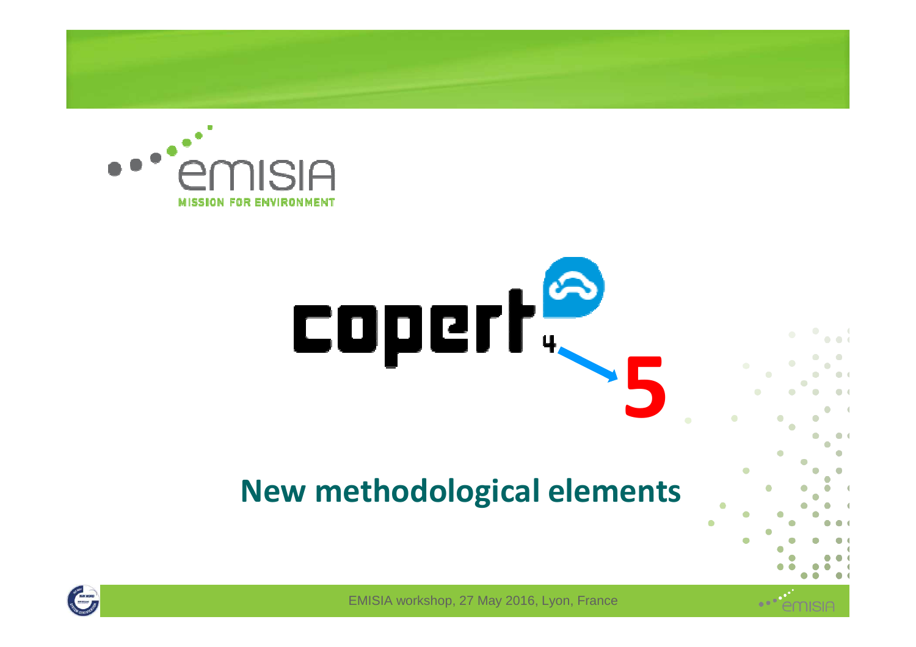emisia

MISSION FOR ENVIRONMENT

copert 4 → 5

# New methodological elements

EMISIA workshop, 27 May 2016, Lyon, France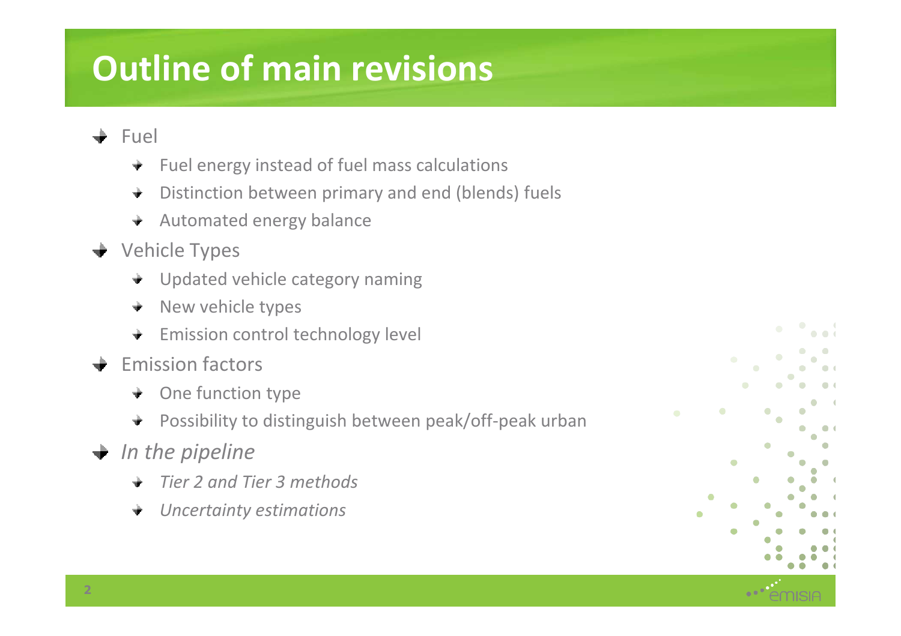# Outline of main revisions

- Fuel
  - Fuel energy instead of fuel mass calculations
  - Distinction between primary and end (blends) fuels
  - Automated energy balance
- Vehicle Types
  - Updated vehicle category naming
  - New vehicle types
  - Emission control technology level
- Emission factors
  - One function type
  - Possibility to distinguish between peak/off-peak urban
- *In the pipeline*
  - *Tier 2 and Tier 3 methods*
  - *Uncertainty estimations*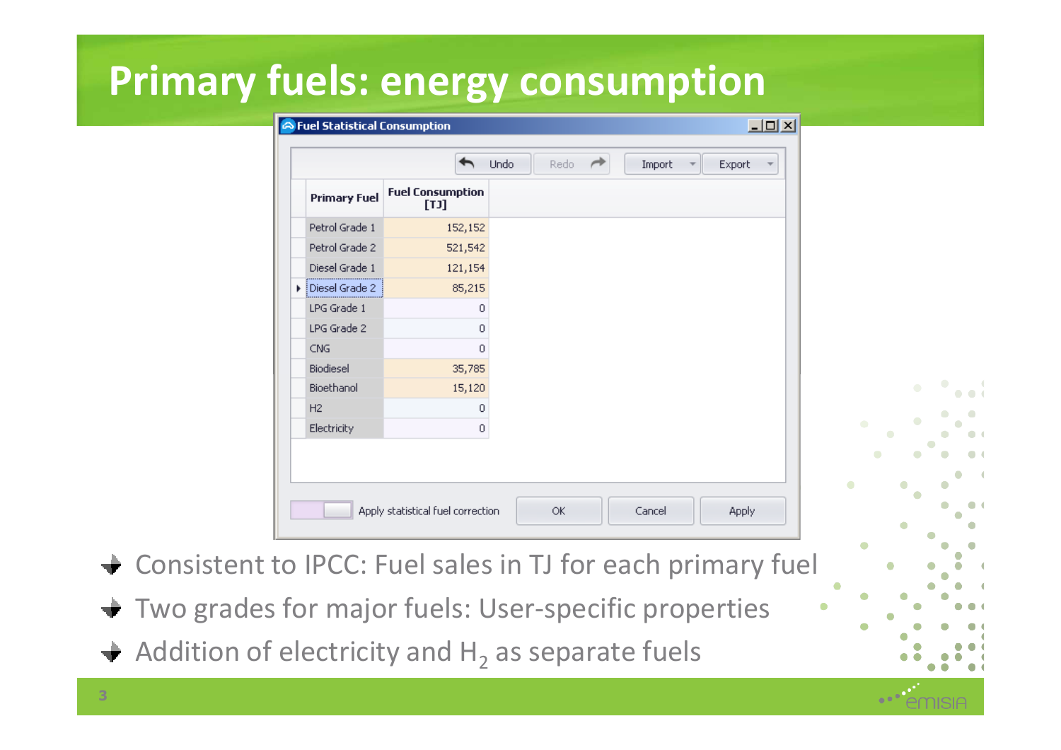# Primary fuels: energy consumption

**Fuel Statistical Consumption**

Undo | Redo | Import | Export

| Primary Fuel | Fuel Consumption [TJ] |
|---|---|
| Petrol Grade 1 | 152,152 |
| Petrol Grade 2 | 521,542 |
| Diesel Grade 1 | 121,154 |
| Diesel Grade 2 | 85,215 |
| LPG Grade 1 | 0 |
| LPG Grade 2 | 0 |
| CNG | 0 |
| Biodiesel | 35,785 |
| Bioethanol | 15,120 |
| H2 | 0 |
| Electricity | 0 |

Apply statistical fuel correction | OK | Cancel | Apply

- Consistent to IPCC: Fuel sales in TJ for each primary fuel
- Two grades for major fuels: User-specific properties
- Addition of electricity and $H_2$ as separate fuels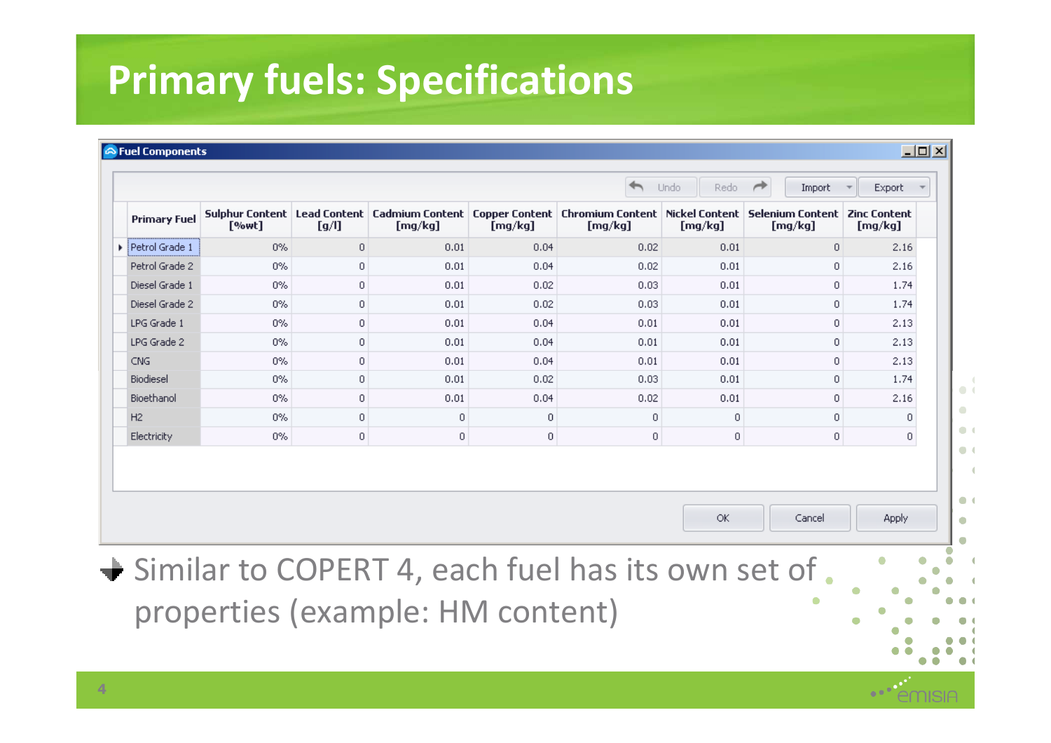# Primary fuels: Specifications

**Fuel Components**

| Primary Fuel | Sulphur Content [%wt] | Lead Content [g/l] | Cadmium Content [mg/kg] | Copper Content [mg/kg] | Chromium Content [mg/kg] | Nickel Content [mg/kg] | Selenium Content [mg/kg] | Zinc Content [mg/kg] |
|---|---|---|---|---|---|---|---|---|
| Petrol Grade 1 | 0% | 0 | 0.01 | 0.04 | 0.02 | 0.01 | 0 | 2.16 |
| Petrol Grade 2 | 0% | 0 | 0.01 | 0.04 | 0.02 | 0.01 | 0 | 2.16 |
| Diesel Grade 1 | 0% | 0 | 0.01 | 0.02 | 0.03 | 0.01 | 0 | 1.74 |
| Diesel Grade 2 | 0% | 0 | 0.01 | 0.02 | 0.03 | 0.01 | 0 | 1.74 |
| LPG Grade 1 | 0% | 0 | 0.01 | 0.04 | 0.01 | 0.01 | 0 | 2.13 |
| LPG Grade 2 | 0% | 0 | 0.01 | 0.04 | 0.01 | 0.01 | 0 | 2.13 |
| CNG | 0% | 0 | 0.01 | 0.04 | 0.01 | 0.01 | 0 | 2.13 |
| Biodiesel | 0% | 0 | 0.01 | 0.02 | 0.03 | 0.01 | 0 | 1.74 |
| Bioethanol | 0% | 0 | 0.01 | 0.04 | 0.02 | 0.01 | 0 | 2.16 |
| H2 | 0% | 0 | 0 | 0 | 0 | 0 | 0 | 0 |
| Electricity | 0% | 0 | 0 | 0 | 0 | 0 | 0 | 0 |

- Similar to COPERT 4, each fuel has its own set of properties (example: HM content)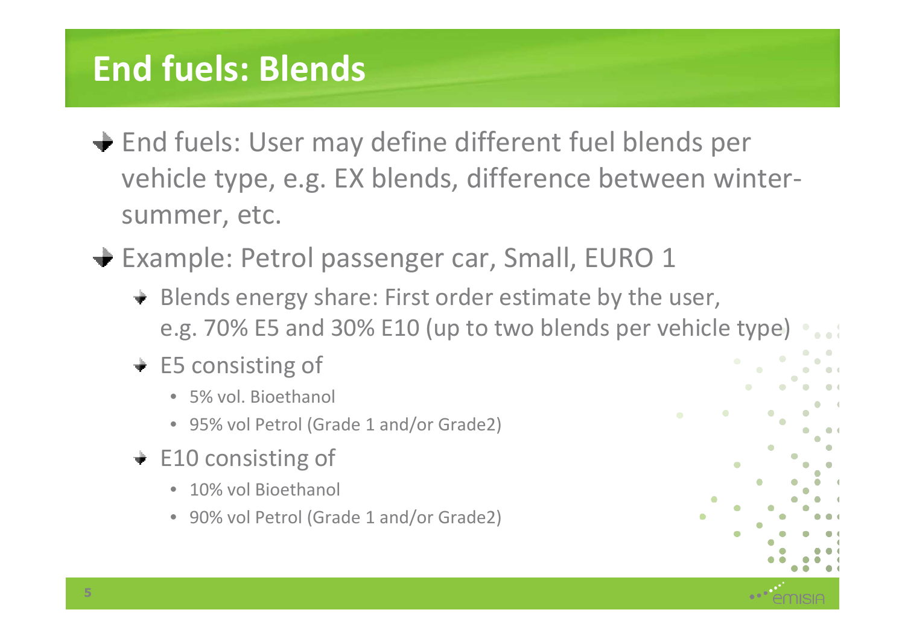# End fuels: Blends

- End fuels: User may define different fuel blends per vehicle type, e.g. EX blends, difference between winter-summer, etc.
- Example: Petrol passenger car, Small, EURO 1
  - Blends energy share: First order estimate by the user, e.g. 70% E5 and 30% E10 (up to two blends per vehicle type)
  - E5 consisting of
    - 5% vol. Bioethanol
    - 95% vol Petrol (Grade 1 and/or Grade2)
  - E10 consisting of
    - 10% vol Bioethanol
    - 90% vol Petrol (Grade 1 and/or Grade2)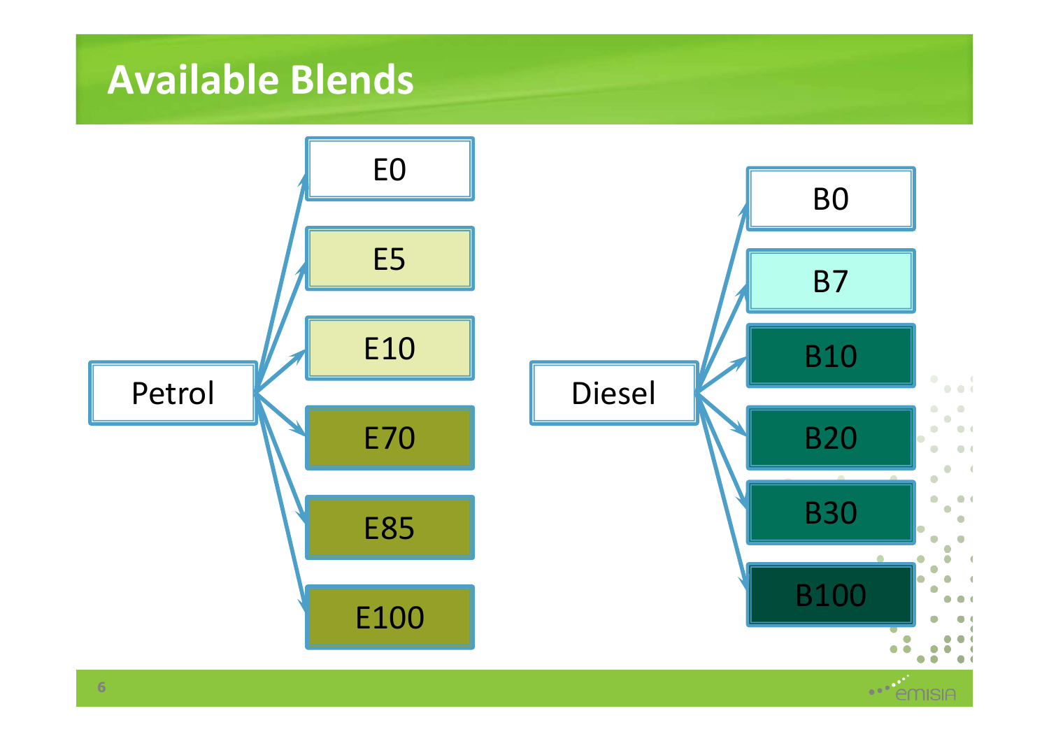# Available Blends

- Petrol
  - E0
  - E5
  - E10
  - E70
  - E85
  - E100

- Diesel
  - B0
  - B7
  - B10
  - B20
  - B30
  - B100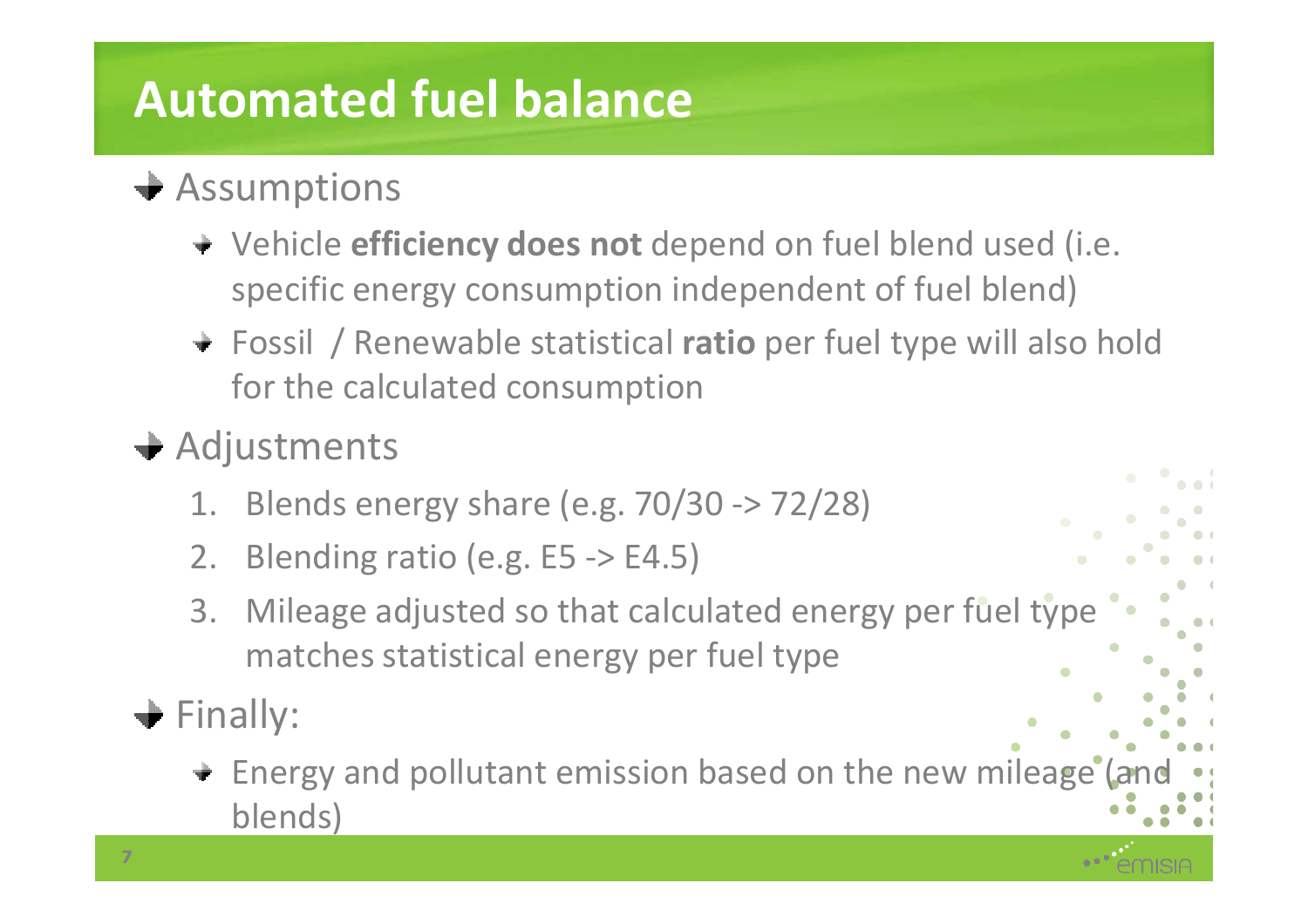# Automated fuel balance

- Assumptions
  - Vehicle **efficiency does not** depend on fuel blend used (i.e. specific energy consumption independent of fuel blend)
  - Fossil / Renewable statistical **ratio** per fuel type will also hold for the calculated consumption
- Adjustments
  1. Blends energy share (e.g. 70/30 -> 72/28)
  2. Blending ratio (e.g. E5 -> E4.5)
  3. Mileage adjusted so that calculated energy per fuel type matches statistical energy per fuel type
- Finally:
  - Energy and pollutant emission based on the new mileage (and blends)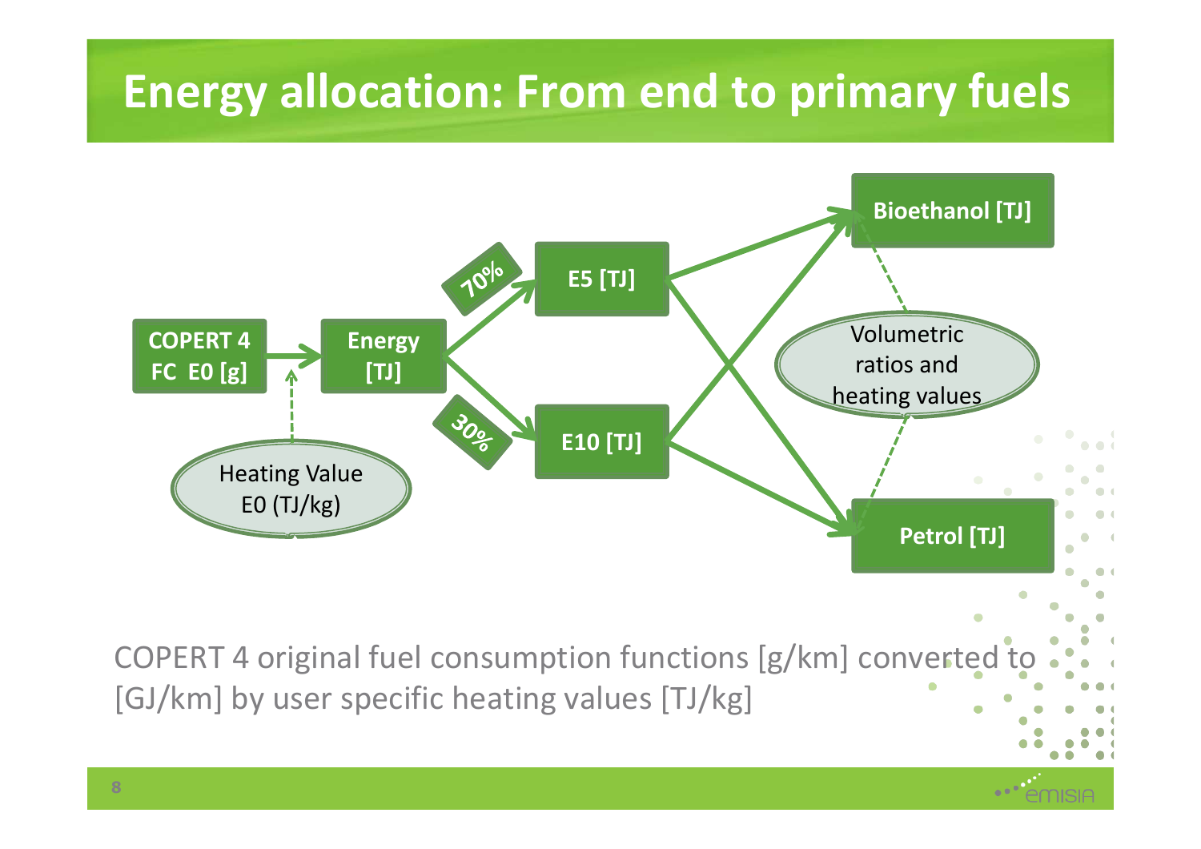# Energy allocation: From end to primary fuels

COPERT 4 FC E0 [g] → Energy [TJ] (Heating Value E0 (TJ/kg))

Energy [TJ] → 70% → E5 [TJ]

Energy [TJ] → 30% → E10 [TJ]

E5 [TJ], E10 [TJ] → Bioethanol [TJ], Petrol [TJ] (Volumetric ratios and heating values)

COPERT 4 original fuel consumption functions [g/km] converted to [GJ/km] by user specific heating values [TJ/kg]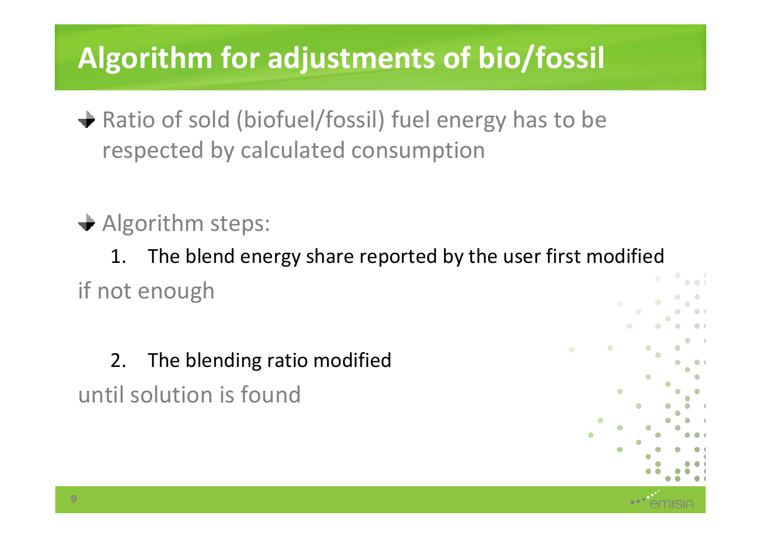# Algorithm for adjustments of bio/fossil

- Ratio of sold (biofuel/fossil) fuel energy has to be respected by calculated consumption

- Algorithm steps:

  1. The blend energy share reported by the user first modified

if not enough

  2. The blending ratio modified

until solution is found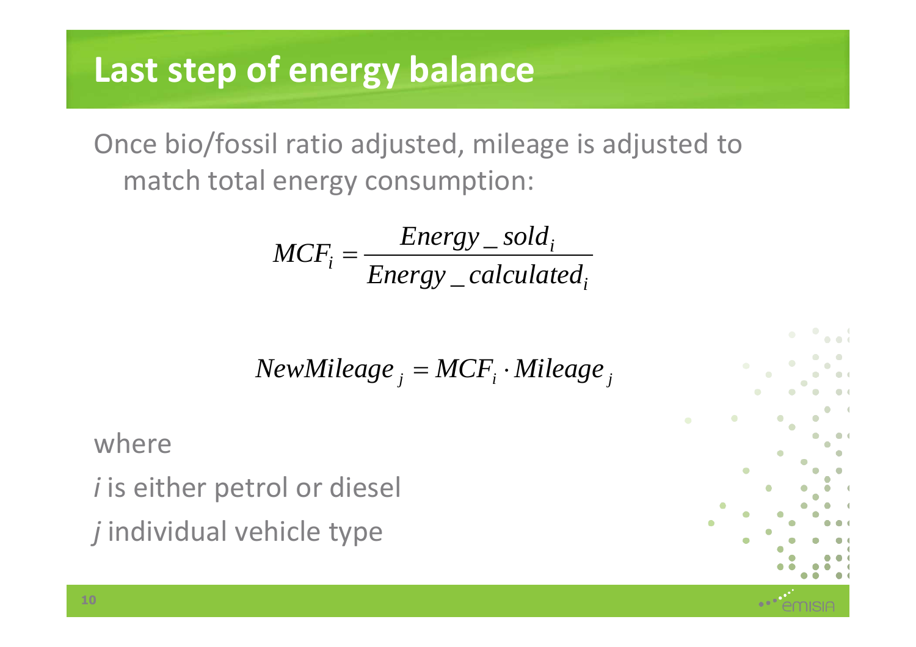# Last step of energy balance

Once bio/fossil ratio adjusted, mileage is adjusted to match total energy consumption:

$$MCF_i = \frac{Energy\_sold_i}{Energy\_calculated_i}$$

$$NewMileage_j = MCF_i \cdot Mileage_j$$

where

*i* is either petrol or diesel

*j* individual vehicle type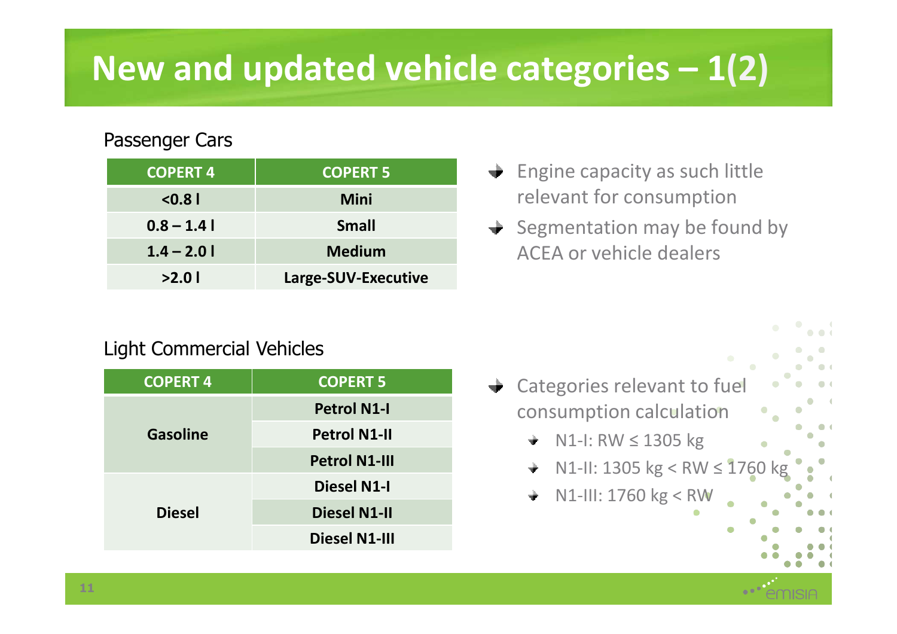# New and updated vehicle categories – 1(2)

## Passenger Cars

| COPERT 4 | COPERT 5 |
|---|---|
| **<0.8 l** | **Mini** |
| **0.8 – 1.4 l** | **Small** |
| **1.4 – 2.0 l** | **Medium** |
| **>2.0 l** | **Large-SUV-Executive** |

- Engine capacity as such little relevant for consumption
- Segmentation may be found by ACEA or vehicle dealers

## Light Commercial Vehicles

| COPERT 4 | COPERT 5 |
|---|---|
| **Gasoline** | **Petrol N1-I** |
| | **Petrol N1-II** |
| | **Petrol N1-III** |
| **Diesel** | **Diesel N1-I** |
| | **Diesel N1-II** |
| | **Diesel N1-III** |

- Categories relevant to fuel consumption calculation
  - N1-I: RW ≤ 1305 kg
  - N1-II: 1305 kg < RW ≤ 1760 kg
  - N1-III: 1760 kg < RW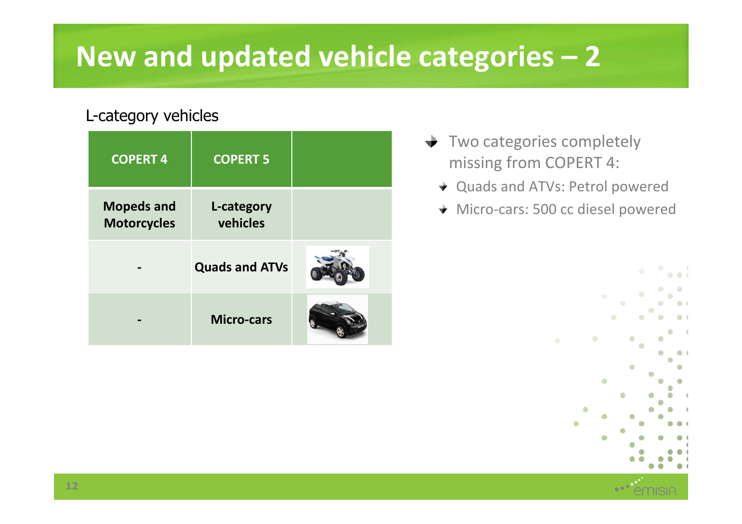# New and updated vehicle categories – 2

L-category vehicles

| COPERT 4 | COPERT 5 | |
|---|---|---|
| **Mopeds and Motorcycles** | **L-category vehicles** | |
| - | **Quads and ATVs** | |
| - | **Micro-cars** | |

- Two categories completely missing from COPERT 4:
  - Quads and ATVs: Petrol powered
  - Micro-cars: 500 cc diesel powered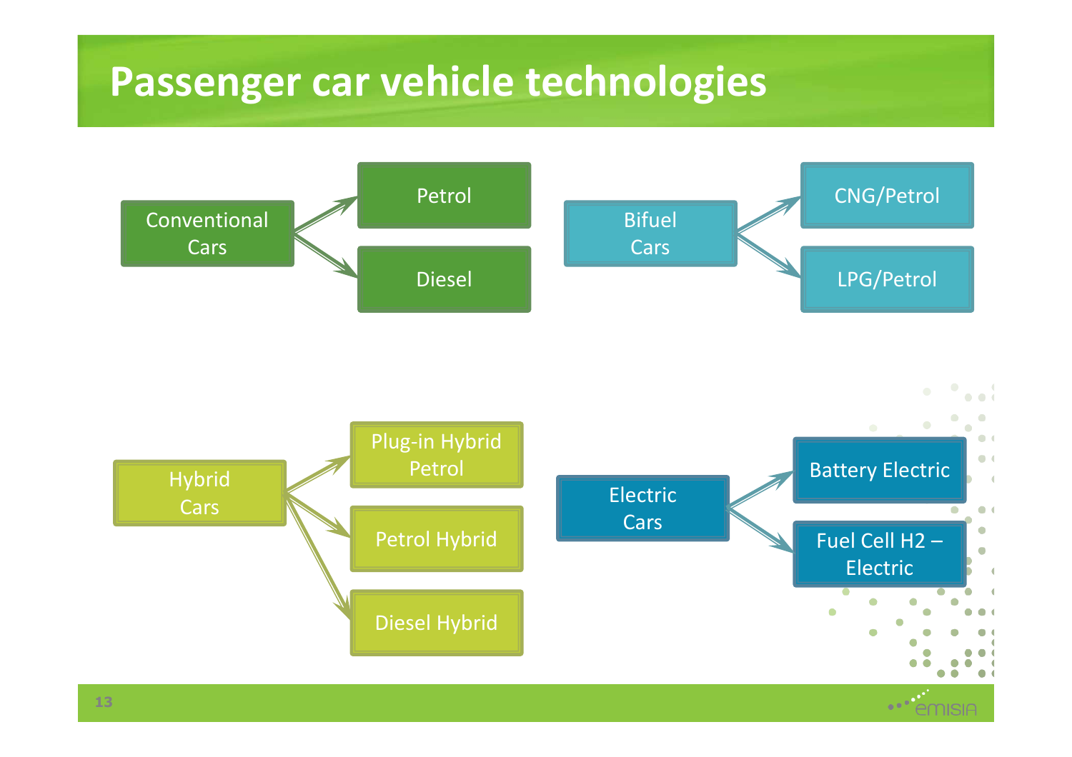# Passenger car vehicle technologies

- Conventional Cars
  - Petrol
  - Diesel
- Bifuel Cars
  - CNG/Petrol
  - LPG/Petrol
- Hybrid Cars
  - Plug-in Hybrid Petrol
  - Petrol Hybrid
  - Diesel Hybrid
- Electric Cars
  - Battery Electric
  - Fuel Cell H2 – Electric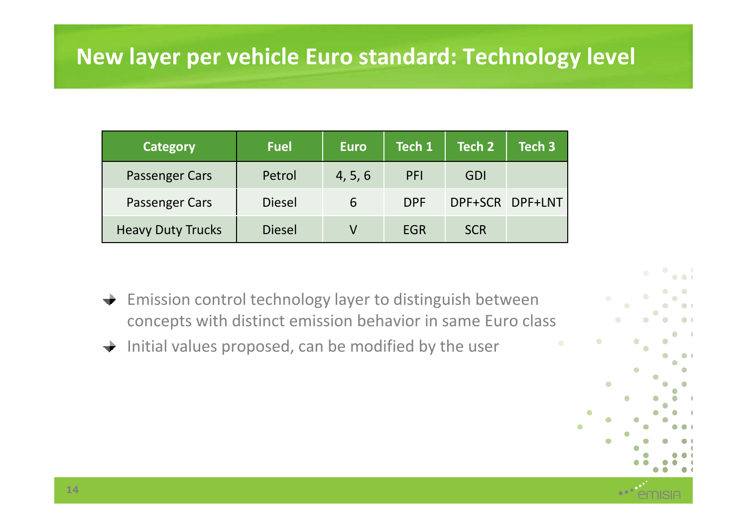# New layer per vehicle Euro standard: Technology level

| Category | Fuel | Euro | Tech 1 | Tech 2 | Tech 3 |
|---|---|---|---|---|---|
| Passenger Cars | Petrol | 4, 5, 6 | PFI | GDI | |
| Passenger Cars | Diesel | 6 | DPF | DPF+SCR | DPF+LNT |
| Heavy Duty Trucks | Diesel | V | EGR | SCR | |

- Emission control technology layer to distinguish between concepts with distinct emission behavior in same Euro class
- Initial values proposed, can be modified by the user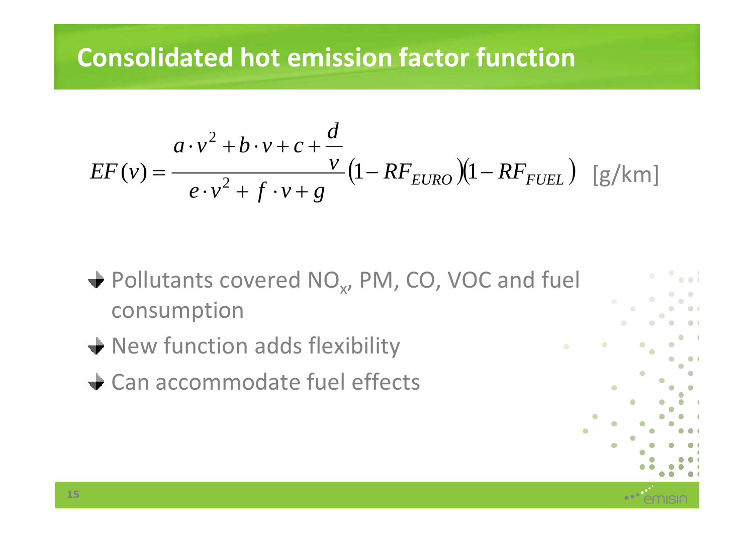# Consolidated hot emission factor function

$$EF(v) = \frac{a \cdot v^2 + b \cdot v + c + \dfrac{d}{v}}{e \cdot v^2 + f \cdot v + g}\left(1 - RF_{EURO}\right)\left(1 - RF_{FUEL}\right) \quad \text{[g/km]}$$

- Pollutants covered $NO_x$, PM, CO, VOC and fuel consumption
- New function adds flexibility
- Can accommodate fuel effects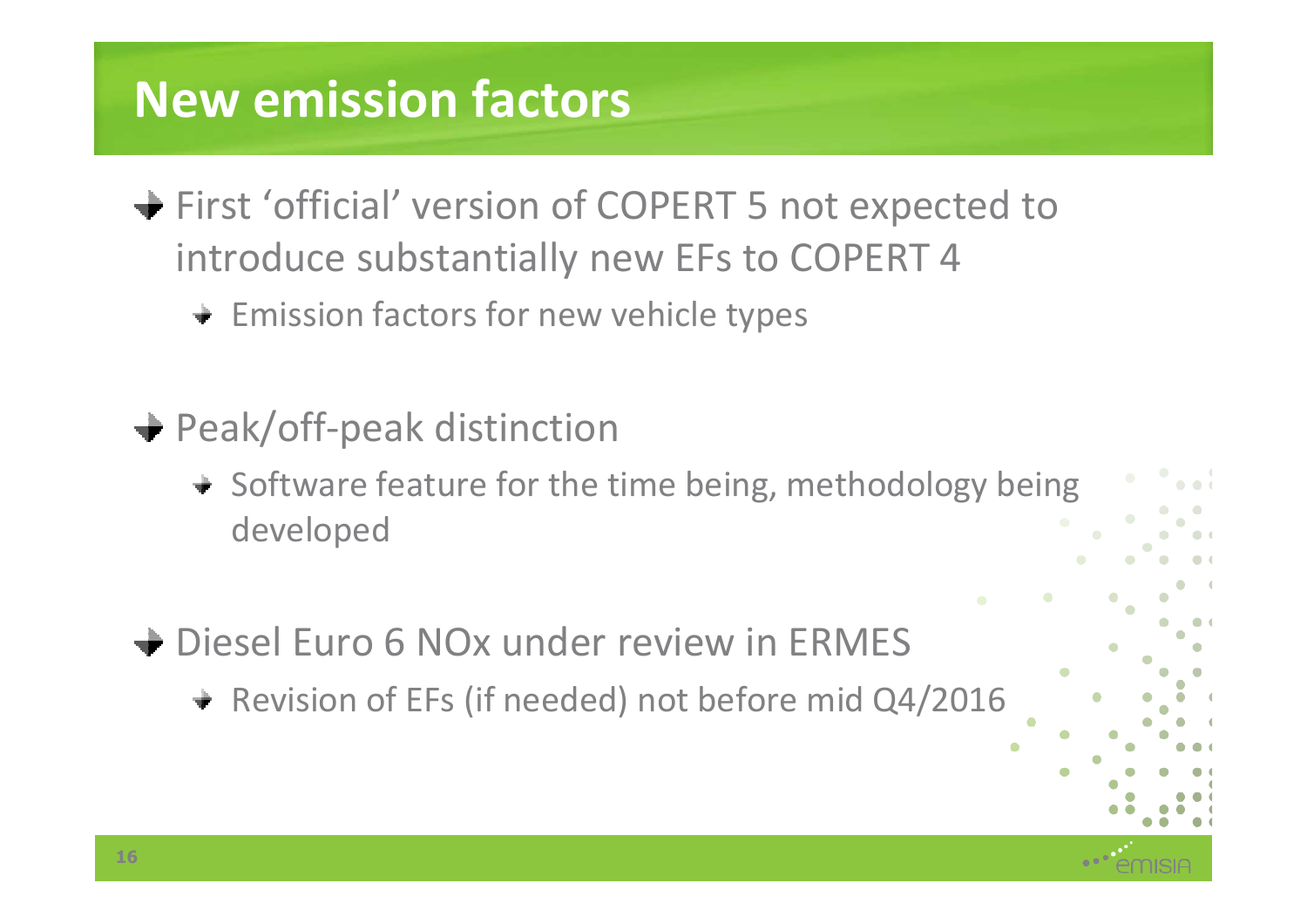# New emission factors

- First 'official' version of COPERT 5 not expected to introduce substantially new EFs to COPERT 4
  - Emission factors for new vehicle types
- Peak/off-peak distinction
  - Software feature for the time being, methodology being developed
- Diesel Euro 6 NOx under review in ERMES
  - Revision of EFs (if needed) not before mid Q4/2016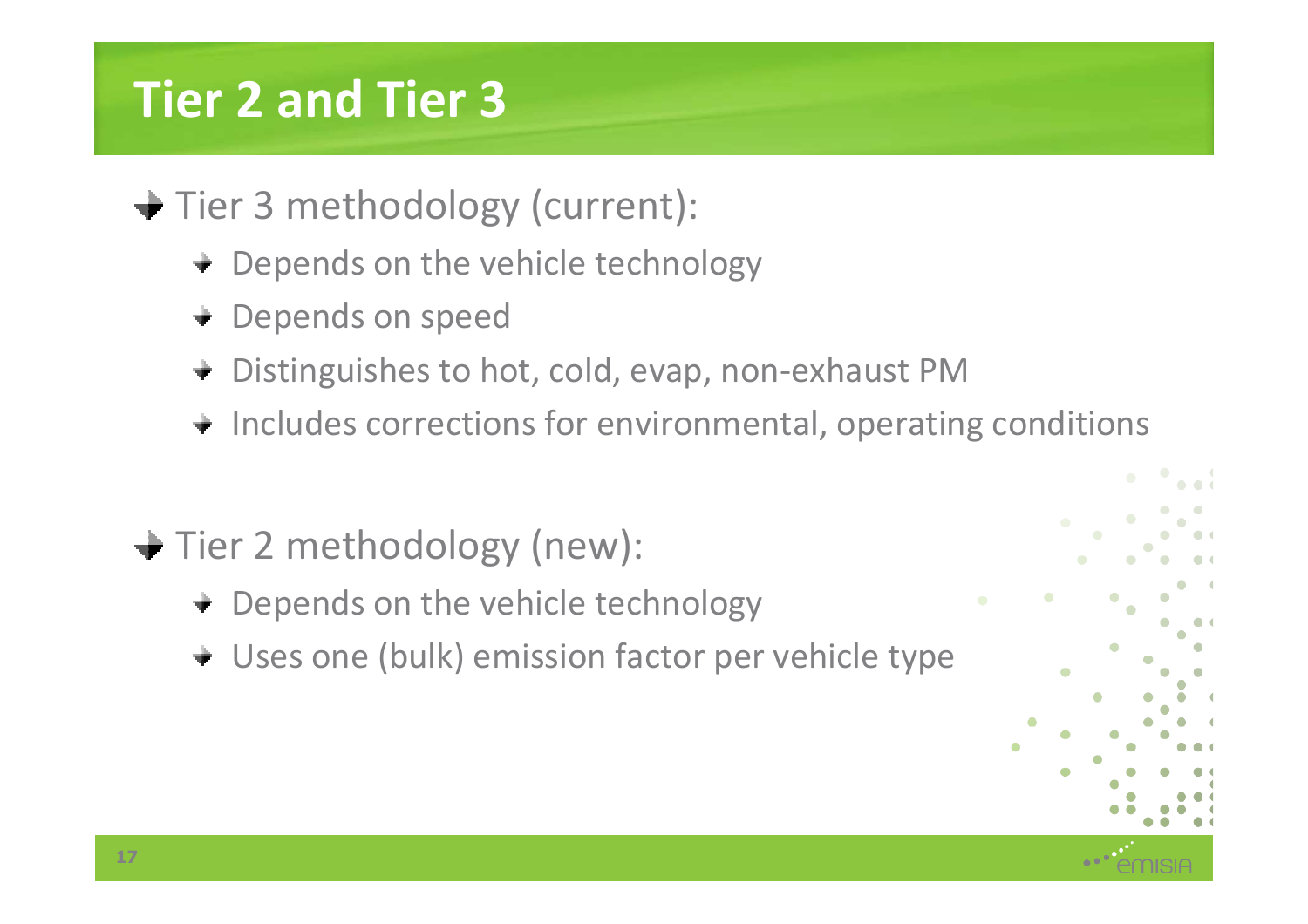# Tier 2 and Tier 3

- Tier 3 methodology (current):
  - Depends on the vehicle technology
  - Depends on speed
  - Distinguishes to hot, cold, evap, non-exhaust PM
  - Includes corrections for environmental, operating conditions

- Tier 2 methodology (new):
  - Depends on the vehicle technology
  - Uses one (bulk) emission factor per vehicle type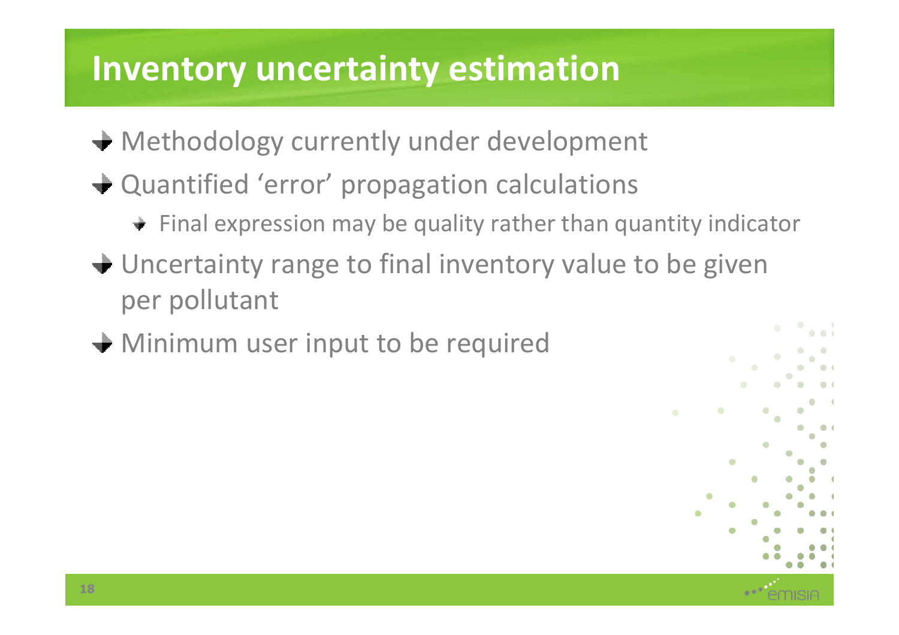# Inventory uncertainty estimation

- Methodology currently under development
- Quantified 'error' propagation calculations
  - Final expression may be quality rather than quantity indicator
- Uncertainty range to final inventory value to be given per pollutant
- Minimum user input to be required